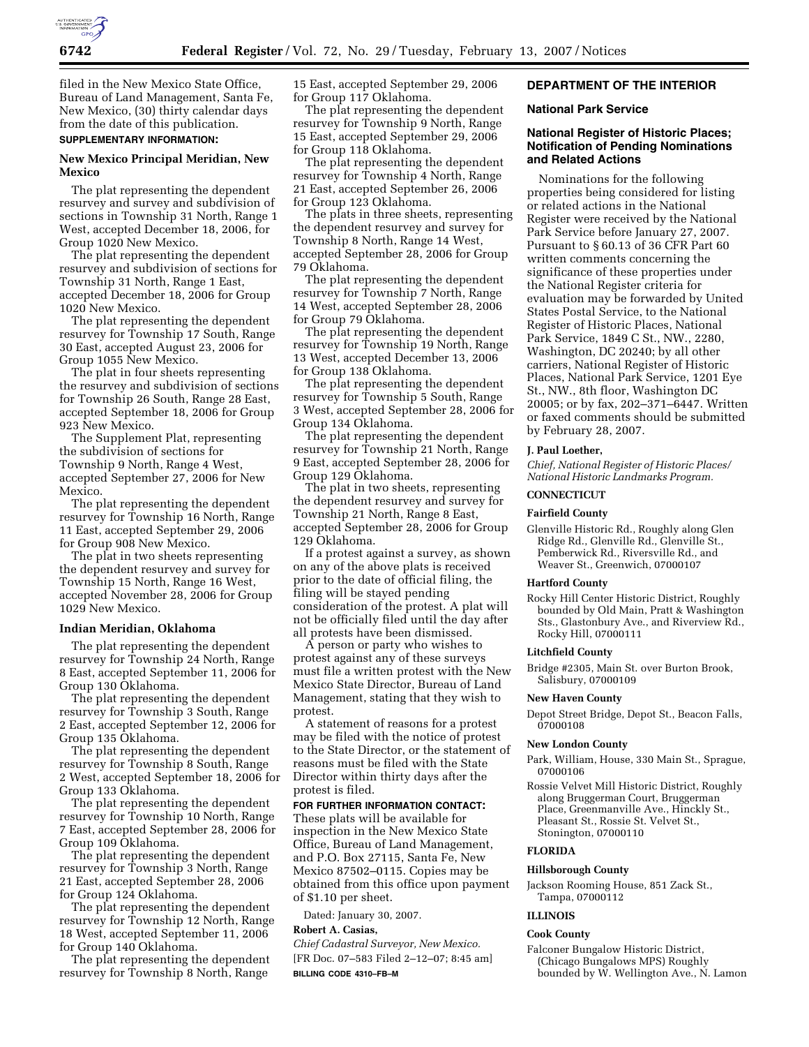filed in the New Mexico State Office, Bureau of Land Management, Santa Fe, New Mexico, (30) thirty calendar days from the date of this publication.

**SUPPLEMENTARY INFORMATION:**

### New Mexico Principal Meridian, New Mexico

The plat representing the dependent resurvey and survey and subdivision of sections in Township 31 North, Range 1 West, accepted December 18, 2006, for Group 1020 New Mexico.

The plat representing the dependent resurvey and subdivision of sections for Township 31 North, Range 1 East, accepted December 18, 2006 for Group 1020 New Mexico.

The plat representing the dependent resurvey for Township 17 South, Range 30 East, accepted August 23, 2006 for Group 1055 New Mexico.

The plat in four sheets representing the resurvey and subdivision of sections for Township 26 South, Range 28 East, accepted September 18, 2006 for Group 923 New Mexico.

The Supplement Plat, representing the subdivision of sections for Township 9 North, Range 4 West, accepted September 27, 2006 for New Mexico.

The plat representing the dependent resurvey for Township 16 North, Range 11 East, accepted September 29, 2006 for Group 908 New Mexico.

The plat in two sheets representing the dependent resurvey and survey for Township 15 North, Range 16 West, accepted November 28, 2006 for Group 1029 New Mexico.

### Indian Meridian, Oklahoma

The plat representing the dependent resurvey for Township 24 North, Range 8 East, accepted September 11, 2006 for Group 130 Oklahoma.

The plat representing the dependent resurvey for Township 3 South, Range 2 East, accepted September 12, 2006 for Group 135 Oklahoma.

The plat representing the dependent resurvey for Township 8 South, Range 2 West, accepted September 18, 2006 for Group 133 Oklahoma.

The plat representing the dependent resurvey for Township 10 North, Range 7 East, accepted September 28, 2006 for Group 109 Oklahoma.

The plat representing the dependent resurvey for Township 3 North, Range 21 East, accepted September 28, 2006 for Group 124 Oklahoma.

The plat representing the dependent resurvey for Township 12 North, Range 18 West, accepted September 11, 2006 for Group 140 Oklahoma.

The plat representing the dependent resurvey for Township 8 North, Range 15 East, accepted September 29, 2006 for Group 117 Oklahoma.

The plat representing the dependent resurvey for Township 9 North, Range 15 East, accepted September 29, 2006 for Group 118 Oklahoma.

The plat representing the dependent resurvey for Township 4 North, Range 21 East, accepted September 26, 2006 for Group 123 Oklahoma.

The plats in three sheets, representing the dependent resurvey and survey for Township 8 North, Range 14 West, accepted September 28, 2006 for Group 79 Oklahoma.

The plat representing the dependent resurvey for Township 7 North, Range 14 West, accepted September 28, 2006 for Group 79 Oklahoma.

The plat representing the dependent resurvey for Township 19 North, Range 13 West, accepted December 13, 2006 for Group 138 Oklahoma.

The plat representing the dependent resurvey for Township 5 South, Range 3 West, accepted September 28, 2006 for Group 134 Oklahoma.

The plat representing the dependent resurvey for Township 21 North, Range 9 East, accepted September 28, 2006 for Group 129 Oklahoma.

The plat in two sheets, representing the dependent resurvey and survey for Township 21 North, Range 8 East, accepted September 28, 2006 for Group 129 Oklahoma.

If a protest against a survey, as shown on any of the above plats is received prior to the date of official filing, the filing will be stayed pending consideration of the protest. A plat will not be officially filed until the day after all protests have been dismissed.

A person or party who wishes to protest against any of these surveys must file a written protest with the New Mexico State Director, Bureau of Land Management, stating that they wish to protest.

A statement of reasons for a protest may be filed with the notice of protest to the State Director, or the statement of reasons must be filed with the State Director within thirty days after the protest is filed.

**FOR FURTHER INFORMATION CONTACT:** These plats will be available for inspection in the New Mexico State Office, Bureau of Land Management, and P.O. Box 27115, Santa Fe, New Mexico 87502–0115. Copies may be obtained from this office upon payment of $1.10 per sheet.

Dated: January 30, 2007.

**Robert A. Casias,**

*Chief Cadastral Surveyor, New Mexico.*

[FR Doc. 07–583 Filed 2–12–07; 8:45 am]

**BILLING CODE 4310–FB–M**

## DEPARTMENT OF THE INTERIOR

### National Park Service

### National Register of Historic Places; Notification of Pending Nominations and Related Actions

Nominations for the following properties being considered for listing or related actions in the National Register were received by the National Park Service before January 27, 2007. Pursuant to § 60.13 of 36 CFR Part 60 written comments concerning the significance of these properties under the National Register criteria for evaluation may be forwarded by United States Postal Service, to the National Register of Historic Places, National Park Service, 1849 C St., NW., 2280, Washington, DC 20240; by all other carriers, National Register of Historic Places, National Park Service, 1201 Eye St., NW., 8th floor, Washington DC 20005; or by fax, 202–371–6447. Written or faxed comments should be submitted by February 28, 2007.

**J. Paul Loether,**

*Chief, National Register of Historic Places/National Historic Landmarks Program.*

**CONNECTICUT**

**Fairfield County**

Glenville Historic Rd., Roughly along Glen Ridge Rd., Glenville Rd., Glenville St., Pemberwick Rd., Riversville Rd., and Weaver St., Greenwich, 07000107

**Hartford County**

Rocky Hill Center Historic District, Roughly bounded by Old Main, Pratt & Washington Sts., Glastonbury Ave., and Riverview Rd., Rocky Hill, 07000111

**Litchfield County**

Bridge #2305, Main St. over Burton Brook, Salisbury, 07000109

**New Haven County**

Depot Street Bridge, Depot St., Beacon Falls, 07000108

**New London County**

Park, William, House, 330 Main St., Sprague, 07000106

Rossie Velvet Mill Historic District, Roughly along Bruggerman Court, Bruggerman Place, Greenmanville Ave., Hinckly St., Pleasant St., Rossie St. Velvet St., Stonington, 07000110

**FLORIDA**

**Hillsborough County**

Jackson Rooming House, 851 Zack St., Tampa, 07000112

**ILLINOIS**

**Cook County**

Falconer Bungalow Historic District, (Chicago Bungalows MPS) Roughly bounded by W. Wellington Ave., N. Lamon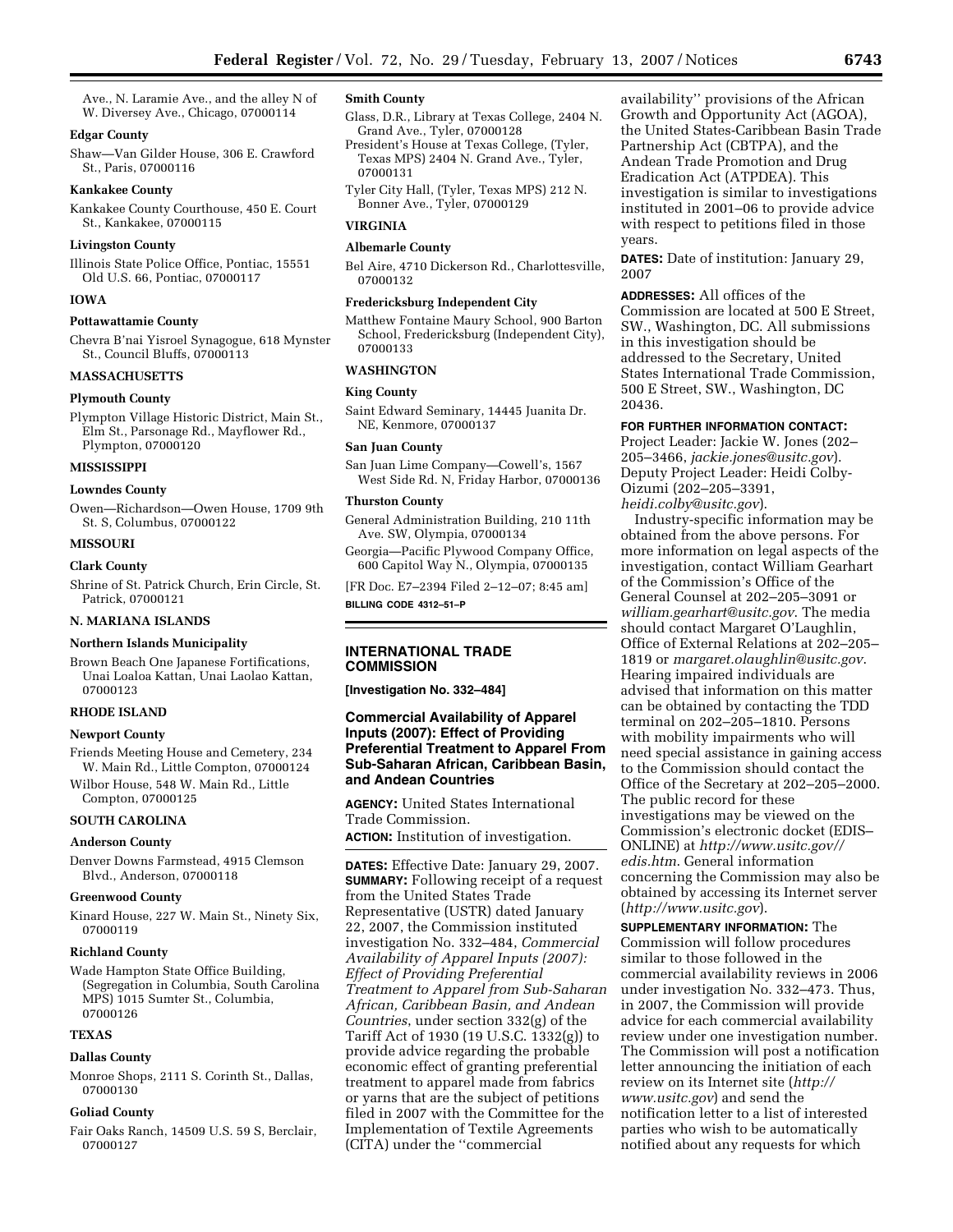Ave., N. Laramie Ave., and the alley N of W. Diversey Ave., Chicago, 07000114

**Edgar County**

Shaw—Van Gilder House, 306 E. Crawford St., Paris, 07000116

**Kankakee County**

Kankakee County Courthouse, 450 E. Court St., Kankakee, 07000115

**Livingston County**

Illinois State Police Office, Pontiac, 15551 Old U.S. 66, Pontiac, 07000117

**IOWA**

**Pottawattamie County**

Chevra B'nai Yisroel Synagogue, 618 Mynster St., Council Bluffs, 07000113

**MASSACHUSETTS**

**Plymouth County**

Plympton Village Historic District, Main St., Elm St., Parsonage Rd., Mayflower Rd., Plympton, 07000120

**MISSISSIPPI**

**Lowndes County**

Owen—Richardson—Owen House, 1709 9th St. S, Columbus, 07000122

**MISSOURI**

**Clark County**

Shrine of St. Patrick Church, Erin Circle, St. Patrick, 07000121

**N. MARIANA ISLANDS**

**Northern Islands Municipality**

Brown Beach One Japanese Fortifications, Unai Loaloa Kattan, Unai Laolao Kattan, 07000123

**RHODE ISLAND**

**Newport County**

Friends Meeting House and Cemetery, 234 W. Main Rd., Little Compton, 07000124

Wilbor House, 548 W. Main Rd., Little Compton, 07000125

**SOUTH CAROLINA**

**Anderson County**

Denver Downs Farmstead, 4915 Clemson Blvd., Anderson, 07000118

**Greenwood County**

Kinard House, 227 W. Main St., Ninety Six, 07000119

**Richland County**

Wade Hampton State Office Building, (Segregation in Columbia, South Carolina MPS) 1015 Sumter St., Columbia, 07000126

**TEXAS**

**Dallas County**

Monroe Shops, 2111 S. Corinth St., Dallas, 07000130

**Goliad County**

Fair Oaks Ranch, 14509 U.S. 59 S, Berclair, 07000127

**Smith County**

Glass, D.R., Library at Texas College, 2404 N. Grand Ave., Tyler, 07000128

President's House at Texas College, (Tyler, Texas MPS) 2404 N. Grand Ave., Tyler, 07000131

Tyler City Hall, (Tyler, Texas MPS) 212 N. Bonner Ave., Tyler, 07000129

**VIRGINIA**

**Albemarle County**

Bel Aire, 4710 Dickerson Rd., Charlottesville, 07000132

**Fredericksburg Independent City**

Matthew Fontaine Maury School, 900 Barton School, Fredericksburg (Independent City), 07000133

**WASHINGTON**

**King County**

Saint Edward Seminary, 14445 Juanita Dr. NE, Kenmore, 07000137

**San Juan County**

San Juan Lime Company—Cowell's, 1567 West Side Rd. N, Friday Harbor, 07000136

**Thurston County**

General Administration Building, 210 11th Ave. SW, Olympia, 07000134

Georgia—Pacific Plywood Company Office, 600 Capitol Way N., Olympia, 07000135

[FR Doc. E7–2394 Filed 2–12–07; 8:45 am]

**BILLING CODE 4312–51–P**

## INTERNATIONAL TRADE COMMISSION

**[Investigation No. 332–484]**

### Commercial Availability of Apparel Inputs (2007): Effect of Providing Preferential Treatment to Apparel From Sub-Saharan African, Caribbean Basin, and Andean Countries

**AGENCY:** United States International Trade Commission.

**ACTION:** Institution of investigation.

**DATES:** Effective Date: January 29, 2007.

**SUMMARY:** Following receipt of a request from the United States Trade Representative (USTR) dated January 22, 2007, the Commission instituted investigation No. 332–484, *Commercial Availability of Apparel Inputs (2007): Effect of Providing Preferential Treatment to Apparel from Sub-Saharan African, Caribbean Basin, and Andean Countries*, under section 332(g) of the Tariff Act of 1930 (19 U.S.C. 1332(g)) to provide advice regarding the probable economic effect of granting preferential treatment to apparel made from fabrics or yarns that are the subject of petitions filed in 2007 with the Committee for the Implementation of Textile Agreements (CITA) under the ''commercial availability'' provisions of the African Growth and Opportunity Act (AGOA), the United States-Caribbean Basin Trade Partnership Act (CBTPA), and the Andean Trade Promotion and Drug Eradication Act (ATPDEA). This investigation is similar to investigations instituted in 2001–06 to provide advice with respect to petitions filed in those years.

**DATES:** Date of institution: January 29, 2007

**ADDRESSES:** All offices of the Commission are located at 500 E Street, SW., Washington, DC. All submissions in this investigation should be addressed to the Secretary, United States International Trade Commission, 500 E Street, SW., Washington, DC 20436.

**FOR FURTHER INFORMATION CONTACT:** Project Leader: Jackie W. Jones (202–205–3466, *jackie.jones@usitc.gov*). Deputy Project Leader: Heidi Colby-Oizumi (202–205–3391, *heidi.colby@usitc.gov*).

Industry-specific information may be obtained from the above persons. For more information on legal aspects of the investigation, contact William Gearhart of the Commission's Office of the General Counsel at 202–205–3091 or *william.gearhart@usitc.gov*. The media should contact Margaret O'Laughlin, Office of External Relations at 202–205–1819 or *margaret.olaughlin@usitc.gov*. Hearing impaired individuals are advised that information on this matter can be obtained by contacting the TDD terminal on 202–205–1810. Persons with mobility impairments who will need special assistance in gaining access to the Commission should contact the Office of the Secretary at 202–205–2000. The public record for these investigations may be viewed on the Commission's electronic docket (EDIS–ONLINE) at *http://www.usitc.gov//edis.htm*. General information concerning the Commission may also be obtained by accessing its Internet server (*http://www.usitc.gov*).

**SUPPLEMENTARY INFORMATION:** The Commission will follow procedures similar to those followed in the commercial availability reviews in 2006 under investigation No. 332–473. Thus, in 2007, the Commission will provide advice for each commercial availability review under one investigation number. The Commission will post a notification letter announcing the initiation of each review on its Internet site (*http://www.usitc.gov*) and send the notification letter to a list of interested parties who wish to be automatically notified about any requests for which